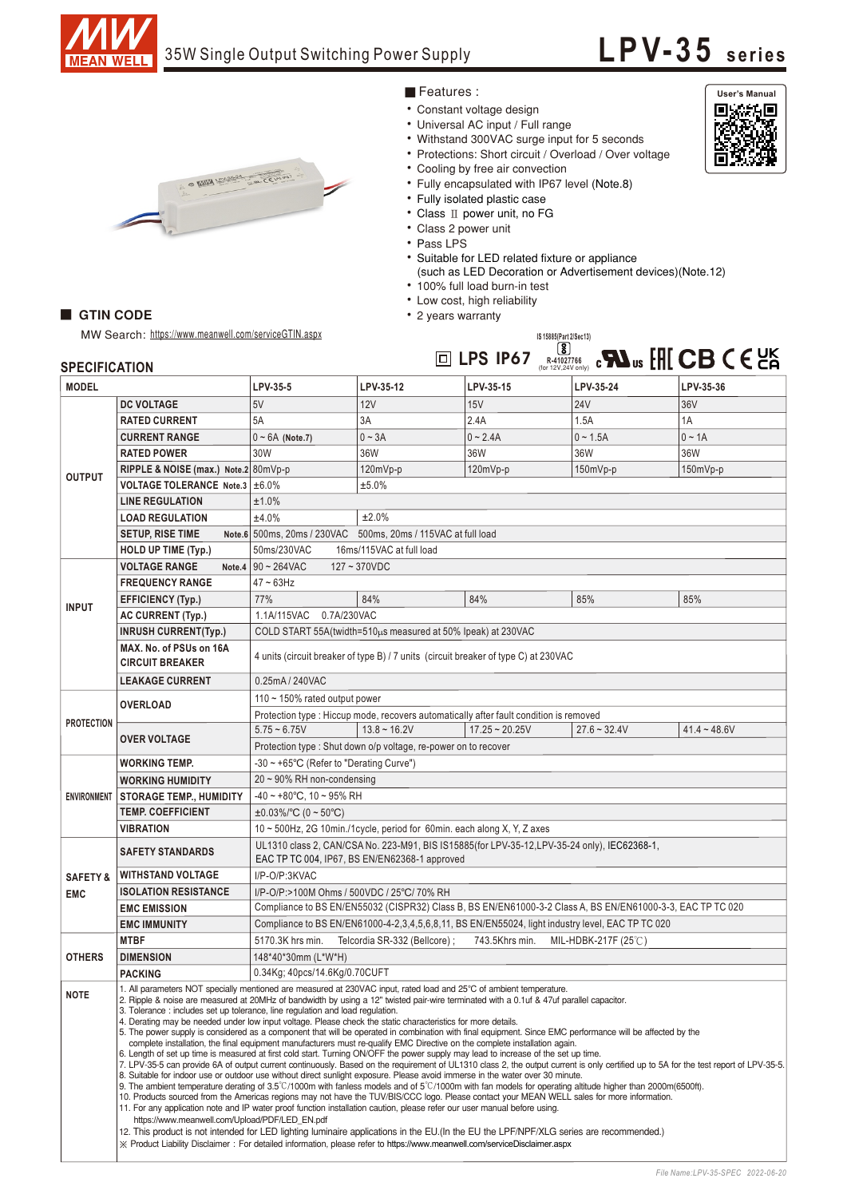# 35W Single Output Switching Power Supply

# LPV-35 series

## Features :

- Constant voltage design
- Universal AC input / Full range
- Withstand 300VAC surge input for 5 seconds
- Protections: Short circuit / Overload / Over voltage
- Cooling by free air convection
- Fully encapsulated with IP67 level (Note.8)
- Fully isolated plastic case
- Class Ⅱ power unit, no FG
- Class 2 power unit
- Pass LPS
- Suitable for LED related fixture or appliance (such as LED Decoration or Advertisement devices)(Note.12)
- 100% full load burn-in test
- Low cost, high reliability
- 2 years warranty

User's Manual

## GTIN CODE

MW Search: https://www.meanwell.com/serviceGTIN.aspx

IS 15885(Part 2/Sec13) R-41027766 (for 12V,24V only)

LPS IP67

## SPECIFICATION

| MODEL | | LPV-35-5 | LPV-35-12 | LPV-35-15 | LPV-35-24 | LPV-35-36 |
|---|---|---|---|---|---|---|
| OUTPUT | DC VOLTAGE | 5V | 12V | 15V | 24V | 36V |
| | RATED CURRENT | 5A | 3A | 2.4A | 1.5A | 1A |
| | CURRENT RANGE | 0 ~ 6A (Note.7) | 0 ~ 3A | 0 ~ 2.4A | 0 ~ 1.5A | 0 ~ 1A |
| | RATED POWER | 30W | 36W | 36W | 36W | 36W |
| | RIPPLE & NOISE (max.) Note.2 | 80mVp-p | 120mVp-p | 120mVp-p | 150mVp-p | 150mVp-p |
| | VOLTAGE TOLERANCE Note.3 | ±6.0% | ±5.0% | | | |
| | LINE REGULATION | ±1.0% | | | | |
| | LOAD REGULATION | ±4.0% | ±2.0% | | | |
| | SETUP, RISE TIME Note.6 | 500ms, 20ms / 230VAC 500ms, 20ms / 115VAC at full load | | | | |
| | HOLD UP TIME (Typ.) | 50ms/230VAC 16ms/115VAC at full load | | | | |
| INPUT | VOLTAGE RANGE Note.4 | 90 ~ 264VAC 127 ~ 370VDC | | | | |
| | FREQUENCY RANGE | 47 ~ 63Hz | | | | |
| | EFFICIENCY (Typ.) | 77% | 84% | 84% | 85% | 85% |
| | AC CURRENT (Typ.) | 1.1A/115VAC 0.7A/230VAC | | | | |
| | INRUSH CURRENT(Typ.) | COLD START 55A(twidth=510μs measured at 50% Ipeak) at 230VAC | | | | |
| | MAX. No. of PSUs on 16A CIRCUIT BREAKER | 4 units (circuit breaker of type B) / 7 units (circuit breaker of type C) at 230VAC | | | | |
| | LEAKAGE CURRENT | 0.25mA / 240VAC | | | | |
| PROTECTION | OVERLOAD | 110 ~ 150% rated output power | | | | |
| | | Protection type : Hiccup mode, recovers automatically after fault condition is removed | | | | |
| | OVER VOLTAGE | 5.75 ~ 6.75V | 13.8 ~ 16.2V | 17.25 ~ 20.25V | 27.6 ~ 32.4V | 41.4 ~ 48.6V |
| | | Protection type : Shut down o/p voltage, re-power on to recover | | | | |
| ENVIRONMENT | WORKING TEMP. | -30 ~ +65℃ (Refer to "Derating Curve") | | | | |
| | WORKING HUMIDITY | 20 ~ 90% RH non-condensing | | | | |
| | STORAGE TEMP., HUMIDITY | -40 ~ +80℃, 10 ~ 95% RH | | | | |
| | TEMP. COEFFICIENT | ±0.03%/℃ (0 ~ 50℃) | | | | |
| | VIBRATION | 10 ~ 500Hz, 2G 10min./1cycle, period for 60min. each along X, Y, Z axes | | | | |
| SAFETY & EMC | SAFETY STANDARDS | UL1310 class 2, CAN/CSA No. 223-M91, BIS IS15885(for LPV-35-12,LPV-35-24 only), IEC62368-1, EAC TP TC 004, IP67, BS EN/EN62368-1 approved | | | | |
| | WITHSTAND VOLTAGE | I/P-O/P:3KVAC | | | | |
| | ISOLATION RESISTANCE | I/P-O/P:>100M Ohms / 500VDC / 25℃/ 70% RH | | | | |
| | EMC EMISSION | Compliance to BS EN/EN55032 (CISPR32) Class B, BS EN/EN61000-3-2 Class A, BS EN/EN61000-3-3, EAC TP TC 020 | | | | |
| | EMC IMMUNITY | Compliance to BS EN/EN61000-4-2,3,4,5,6,8,11, BS EN/EN55024, light industry level, EAC TP TC 020 | | | | |
| OTHERS | MTBF | 5170.3K hrs min. Telcordia SR-332 (Bellcore) ; 743.5Khrs min. MIL-HDBK-217F (25℃) | | | | |
| | DIMENSION | 148*40*30mm (L*W*H) | | | | |
| | PACKING | 0.34Kg; 40pcs/14.6Kg/0.70CUFT | | | | |

**NOTE**

1. All parameters NOT specially mentioned are measured at 230VAC input, rated load and 25℃ of ambient temperature.
2. Ripple & noise are measured at 20MHz of bandwidth by using a 12" twisted pair-wire terminated with a 0.1uf & 47uf parallel capacitor.
3. Tolerance : includes set up tolerance, line regulation and load regulation.
4. Derating may be needed under low input voltage. Please check the static characteristics for more details.
5. The power supply is considered as a component that will be operated in combination with final equipment. Since EMC performance will be affected by the complete installation, the final equipment manufacturers must re-qualify EMC Directive on the complete installation again.
6. Length of set up time is measured at first cold start. Turning ON/OFF the power supply may lead to increase of the set up time.
7. LPV-35-5 can provide 6A of output current continuously. Based on the requirement of UL1310 class 2, the output current is only certified up to 5A for the test report of LPV-35-5.
8. Suitable for indoor use or outdoor use without direct sunlight exposure. Please avoid immerse in the water over 30 minute.
9. The ambient temperature derating of 3.5℃/1000m with fanless models and of 5℃/1000m with fan models for operating altitude higher than 2000m(6500ft).
10. Products sourced from the Americas regions may not have the TUV/BIS/CCC logo. Please contact your MEAN WELL sales for more information.
11. For any application note and IP water proof function installation caution, please refer our user manual before using. https://www.meanwell.com/Upload/PDF/LED_EN.pdf
12. This product is not intended for LED lighting luminaire applications in the EU.(In the EU the LPF/NPF/XLG series are recommended.)

※ Product Liability Disclaimer：For detailed information, please refer to https://www.meanwell.com/serviceDisclaimer.aspx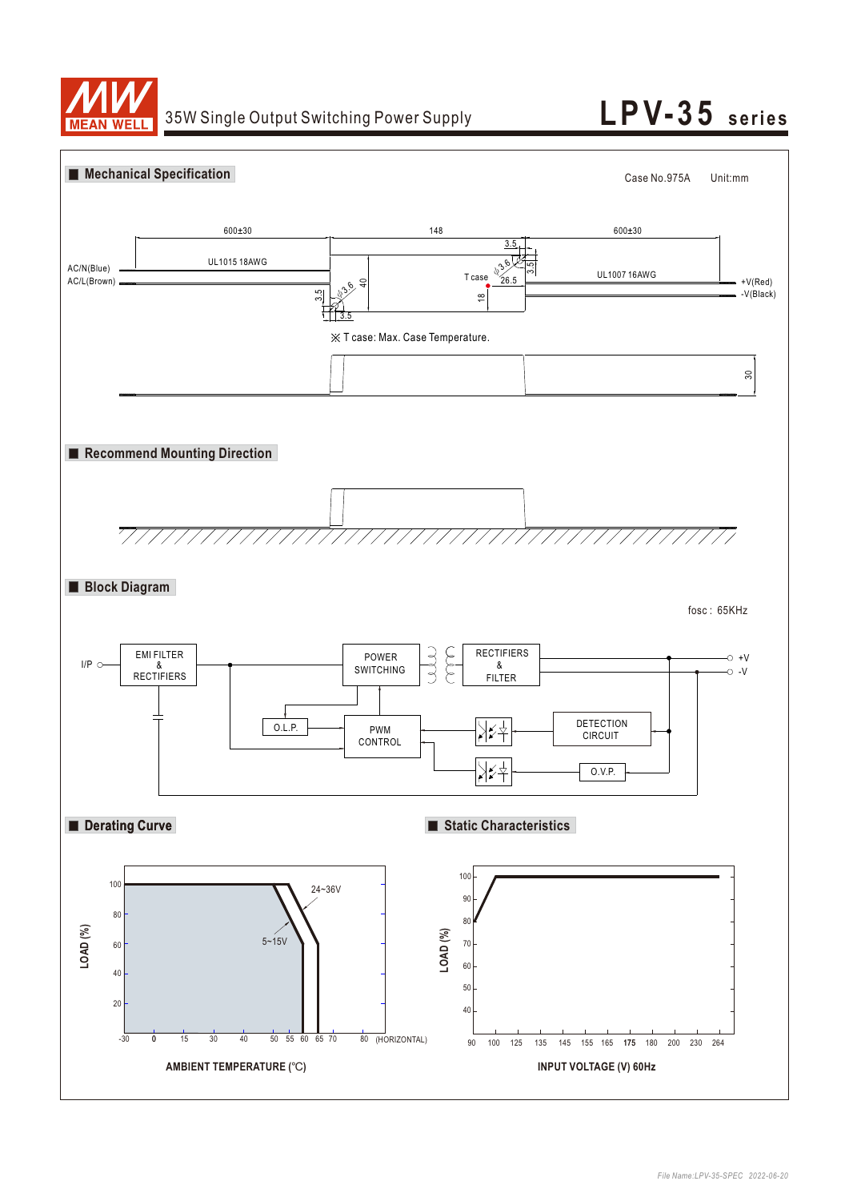35W Single Output Switching Power Supply

# LPV-35 series

## Mechanical Specification

Case No.975A Unit:mm

600±30
148
600±30
3.5
UL1015 18AWG
AC/N(Blue)
AC/L(Brown)
φ3.6
3.5
T case
26.5
UL1007 16AWG
+V(Red)
-V(Black)
3.5
φ3.6
40
18
3.5

※ T case: Max. Case Temperature.

30

## Recommend Mounting Direction

## Block Diagram

fosc : 65KHz

I/P
EMI FILTER & RECTIFIERS
POWER SWITCHING
RECTIFIERS & FILTER
+V
-V
O.L.P.
PWM CONTROL
DETECTION CIRCUIT
O.V.P.

## Derating Curve

LOAD (%)
100
80
60
40
20
24~36V
5~15V
-30 0 15 30 40 50 55 60 65 70 80 (HORIZONTAL)
AMBIENT TEMPERATURE (℃)

## Static Characteristics

LOAD (%)
100
90
80
70
60
50
40
90 100 125 135 145 155 165 175 180 200 230 264
INPUT VOLTAGE (V) 60Hz

*File Name:LPV-35-SPEC 2022-06-20*